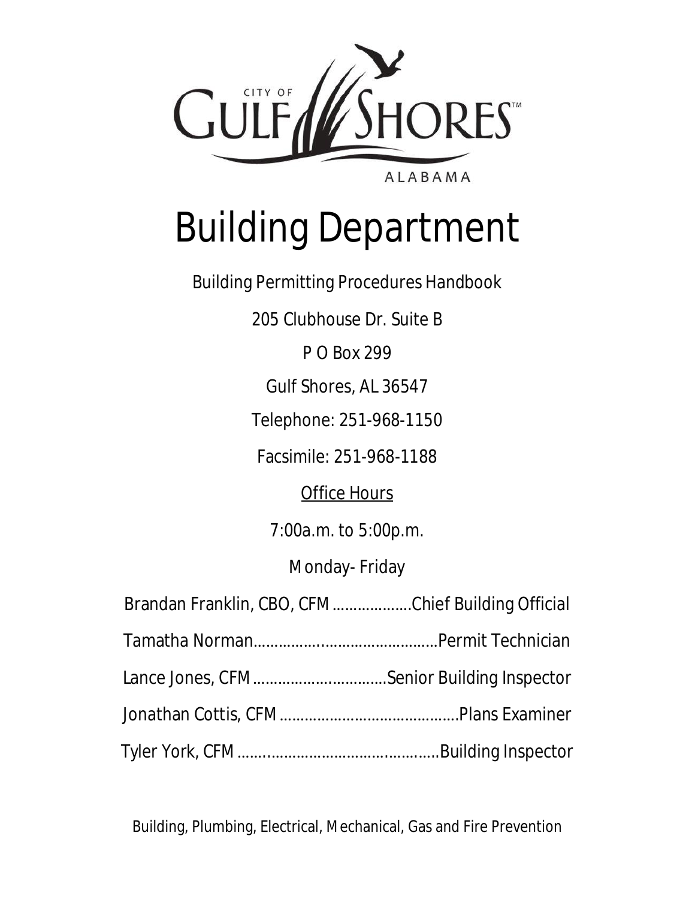CITY OF GULF SHORES™

ALABAMA

# Building Department

Building Permitting Procedures Handbook

205 Clubhouse Dr. Suite B

P O Box 299

Gulf Shores, AL 36547

Telephone: 251-968-1150

Facsimile: 251-968-1188

Office Hours

7:00a.m. to 5:00p.m.

Monday- Friday

Brandan Franklin, CBO, CFM ..................Chief Building Official

Tamatha Norman.............................................Permit Technician

Lance Jones, CFM ...............................Senior Building Inspector

Jonathan Cottis, CFM .........................................Plans Examiner

Tyler York, CFM .............................................Building Inspector

Building, Plumbing, Electrical, Mechanical, Gas and Fire Prevention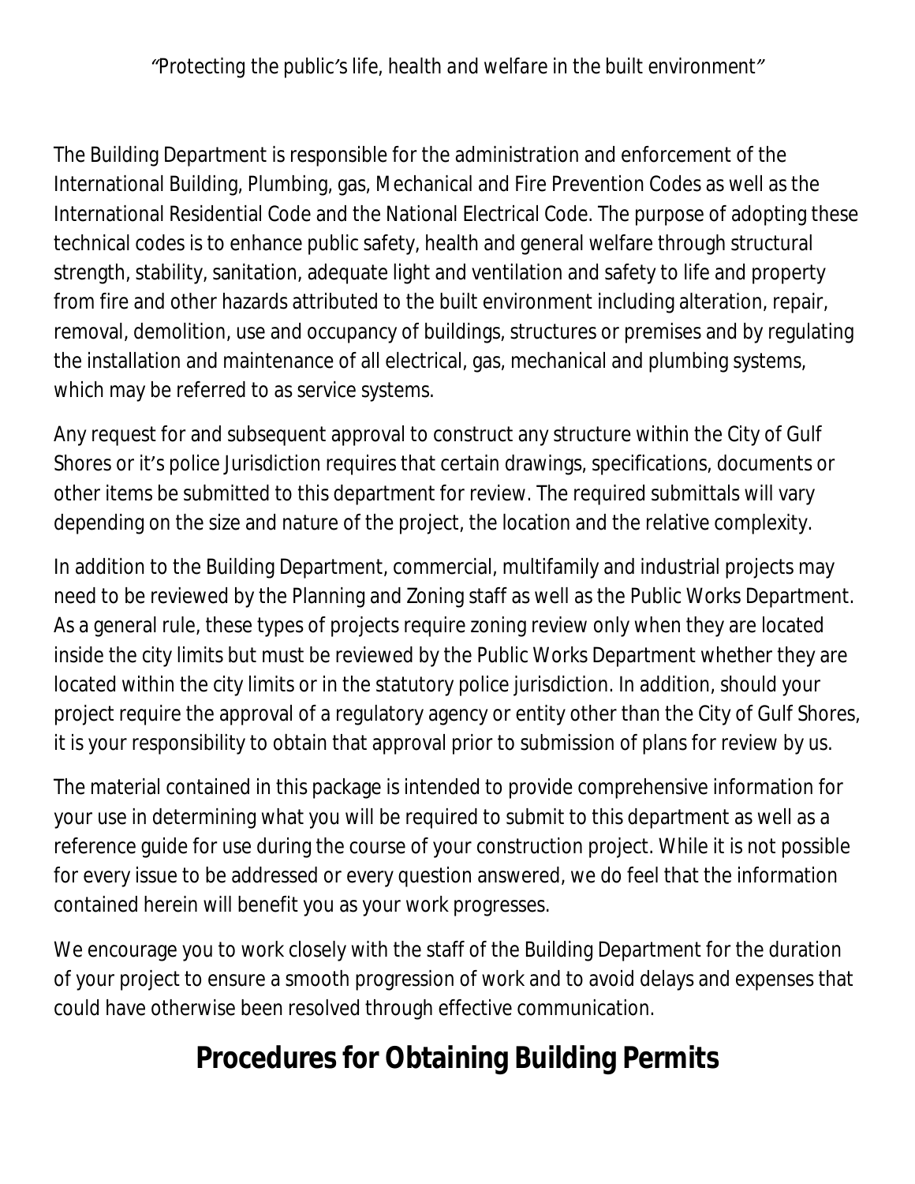*"Protecting the public's life, health and welfare in the built environment"*

The Building Department is responsible for the administration and enforcement of the International Building, Plumbing, gas, Mechanical and Fire Prevention Codes as well as the International Residential Code and the National Electrical Code. The purpose of adopting these technical codes is to enhance public safety, health and general welfare through structural strength, stability, sanitation, adequate light and ventilation and safety to life and property from fire and other hazards attributed to the built environment including alteration, repair, removal, demolition, use and occupancy of buildings, structures or premises and by regulating the installation and maintenance of all electrical, gas, mechanical and plumbing systems, which may be referred to as service systems.

Any request for and subsequent approval to construct any structure within the City of Gulf Shores or it's police Jurisdiction requires that certain drawings, specifications, documents or other items be submitted to this department for review. The required submittals will vary depending on the size and nature of the project, the location and the relative complexity.

In addition to the Building Department, commercial, multifamily and industrial projects may need to be reviewed by the Planning and Zoning staff as well as the Public Works Department. As a general rule, these types of projects require zoning review only when they are located inside the city limits but must be reviewed by the Public Works Department whether they are located within the city limits or in the statutory police jurisdiction. In addition, should your project require the approval of a regulatory agency or entity other than the City of Gulf Shores, it is your responsibility to obtain that approval prior to submission of plans for review by us.

The material contained in this package is intended to provide comprehensive information for your use in determining what you will be required to submit to this department as well as a reference guide for use during the course of your construction project. While it is not possible for every issue to be addressed or every question answered, we do feel that the information contained herein will benefit you as your work progresses.

We encourage you to work closely with the staff of the Building Department for the duration of your project to ensure a smooth progression of work and to avoid delays and expenses that could have otherwise been resolved through effective communication.

## Procedures for Obtaining Building Permits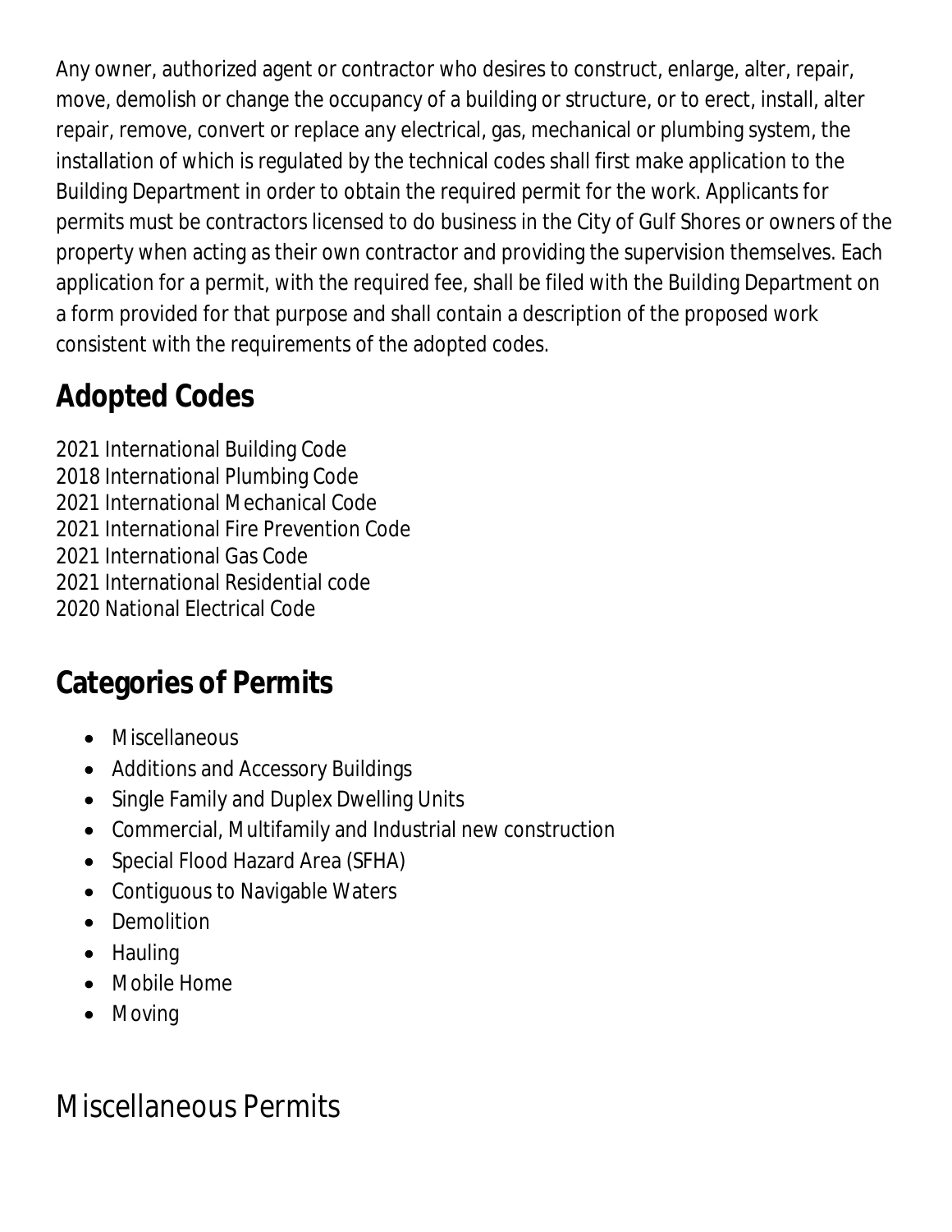Any owner, authorized agent or contractor who desires to construct, enlarge, alter, repair, move, demolish or change the occupancy of a building or structure, or to erect, install, alter repair, remove, convert or replace any electrical, gas, mechanical or plumbing system, the installation of which is regulated by the technical codes shall first make application to the Building Department in order to obtain the required permit for the work. Applicants for permits must be contractors licensed to do business in the City of Gulf Shores or owners of the property when acting as their own contractor and providing the supervision themselves. Each application for a permit, with the required fee, shall be filed with the Building Department on a form provided for that purpose and shall contain a description of the proposed work consistent with the requirements of the adopted codes.

## Adopted Codes

2021 International Building Code
2018 International Plumbing Code
2021 International Mechanical Code
2021 International Fire Prevention Code
2021 International Gas Code
2021 International Residential code
2020 National Electrical Code

## Categories of Permits

- Miscellaneous
- Additions and Accessory Buildings
- Single Family and Duplex Dwelling Units
- Commercial, Multifamily and Industrial new construction
- Special Flood Hazard Area (SFHA)
- Contiguous to Navigable Waters
- Demolition
- Hauling
- Mobile Home
- Moving

## Miscellaneous Permits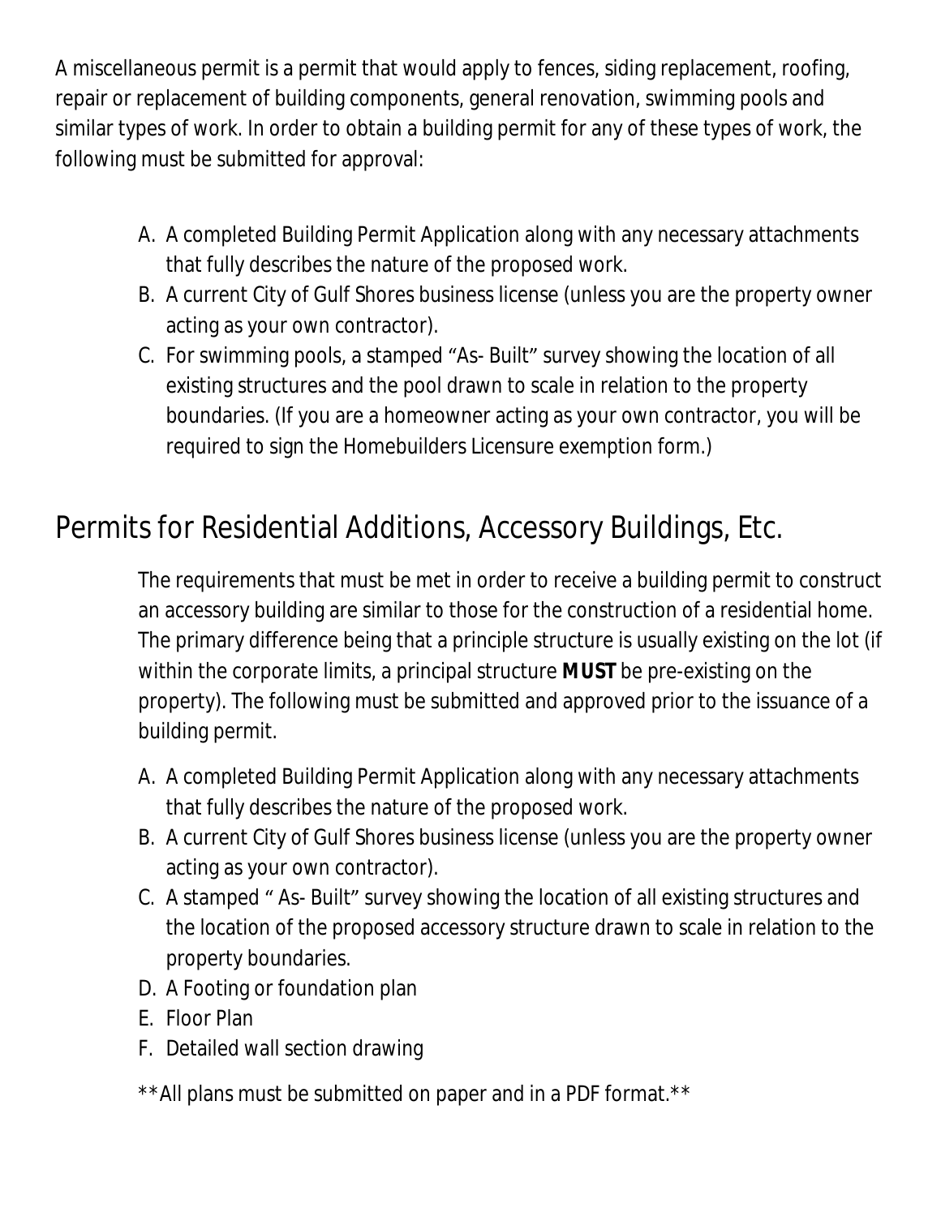A miscellaneous permit is a permit that would apply to fences, siding replacement, roofing, repair or replacement of building components, general renovation, swimming pools and similar types of work. In order to obtain a building permit for any of these types of work, the following must be submitted for approval:

A. A completed Building Permit Application along with any necessary attachments that fully describes the nature of the proposed work.
B. A current City of Gulf Shores business license (unless you are the property owner acting as your own contractor).
C. For swimming pools, a stamped "As- Built" survey showing the location of all existing structures and the pool drawn to scale in relation to the property boundaries. (If you are a homeowner acting as your own contractor, you will be required to sign the Homebuilders Licensure exemption form.)

## Permits for Residential Additions, Accessory Buildings, Etc.

The requirements that must be met in order to receive a building permit to construct an accessory building are similar to those for the construction of a residential home. The primary difference being that a principle structure is usually existing on the lot (if within the corporate limits, a principal structure **MUST** be pre-existing on the property). The following must be submitted and approved prior to the issuance of a building permit.

A. A completed Building Permit Application along with any necessary attachments that fully describes the nature of the proposed work.
B. A current City of Gulf Shores business license (unless you are the property owner acting as your own contractor).
C. A stamped " As- Built" survey showing the location of all existing structures and the location of the proposed accessory structure drawn to scale in relation to the property boundaries.
D. A Footing or foundation plan
E. Floor Plan
F. Detailed wall section drawing

**All plans must be submitted on paper and in a PDF format.**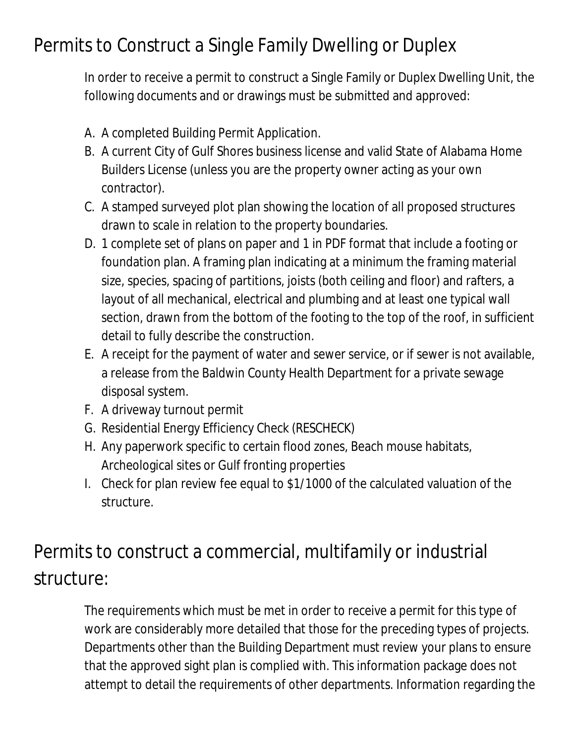## Permits to Construct a Single Family Dwelling or Duplex

In order to receive a permit to construct a Single Family or Duplex Dwelling Unit, the following documents and or drawings must be submitted and approved:

A. A completed Building Permit Application.
B. A current City of Gulf Shores business license and valid State of Alabama Home Builders License (unless you are the property owner acting as your own contractor).
C. A stamped surveyed plot plan showing the location of all proposed structures drawn to scale in relation to the property boundaries.
D. 1 complete set of plans on paper and 1 in PDF format that include a footing or foundation plan. A framing plan indicating at a minimum the framing material size, species, spacing of partitions, joists (both ceiling and floor) and rafters, a layout of all mechanical, electrical and plumbing and at least one typical wall section, drawn from the bottom of the footing to the top of the roof, in sufficient detail to fully describe the construction.
E. A receipt for the payment of water and sewer service, or if sewer is not available, a release from the Baldwin County Health Department for a private sewage disposal system.
F. A driveway turnout permit
G. Residential Energy Efficiency Check (RESCHECK)
H. Any paperwork specific to certain flood zones, Beach mouse habitats, Archeological sites or Gulf fronting properties
I. Check for plan review fee equal to $1/1000 of the calculated valuation of the structure.

## Permits to construct a commercial, multifamily or industrial structure:

The requirements which must be met in order to receive a permit for this type of work are considerably more detailed that those for the preceding types of projects. Departments other than the Building Department must review your plans to ensure that the approved sight plan is complied with. This information package does not attempt to detail the requirements of other departments. Information regarding the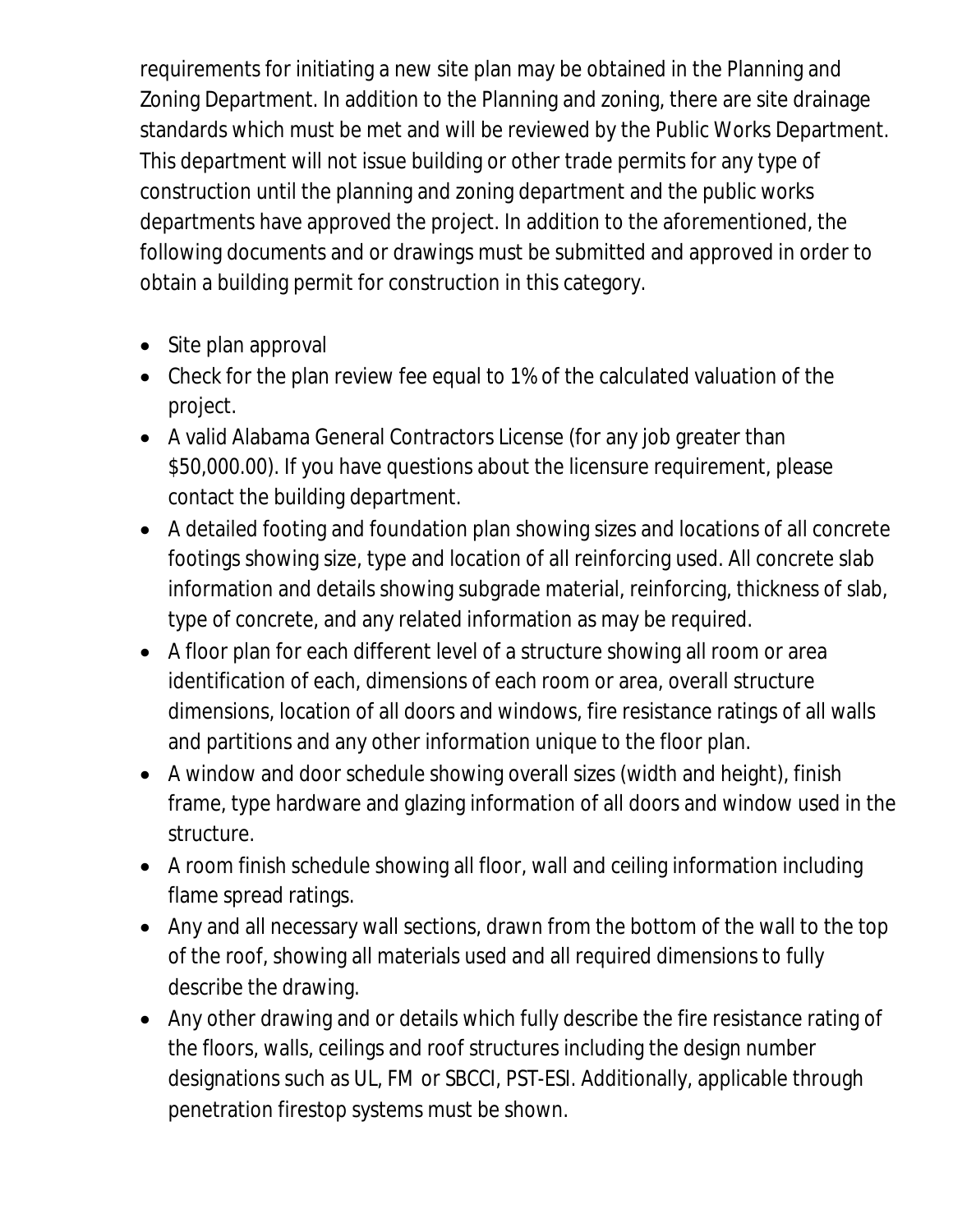requirements for initiating a new site plan may be obtained in the Planning and Zoning Department. In addition to the Planning and zoning, there are site drainage standards which must be met and will be reviewed by the Public Works Department. This department will not issue building or other trade permits for any type of construction until the planning and zoning department and the public works departments have approved the project. In addition to the aforementioned, the following documents and or drawings must be submitted and approved in order to obtain a building permit for construction in this category.

- Site plan approval
- Check for the plan review fee equal to 1% of the calculated valuation of the project.
- A valid Alabama General Contractors License (for any job greater than $50,000.00). If you have questions about the licensure requirement, please contact the building department.
- A detailed footing and foundation plan showing sizes and locations of all concrete footings showing size, type and location of all reinforcing used. All concrete slab information and details showing subgrade material, reinforcing, thickness of slab, type of concrete, and any related information as may be required.
- A floor plan for each different level of a structure showing all room or area identification of each, dimensions of each room or area, overall structure dimensions, location of all doors and windows, fire resistance ratings of all walls and partitions and any other information unique to the floor plan.
- A window and door schedule showing overall sizes (width and height), finish frame, type hardware and glazing information of all doors and window used in the structure.
- A room finish schedule showing all floor, wall and ceiling information including flame spread ratings.
- Any and all necessary wall sections, drawn from the bottom of the wall to the top of the roof, showing all materials used and all required dimensions to fully describe the drawing.
- Any other drawing and or details which fully describe the fire resistance rating of the floors, walls, ceilings and roof structures including the design number designations such as UL, FM or SBCCI, PST-ESI. Additionally, applicable through penetration firestop systems must be shown.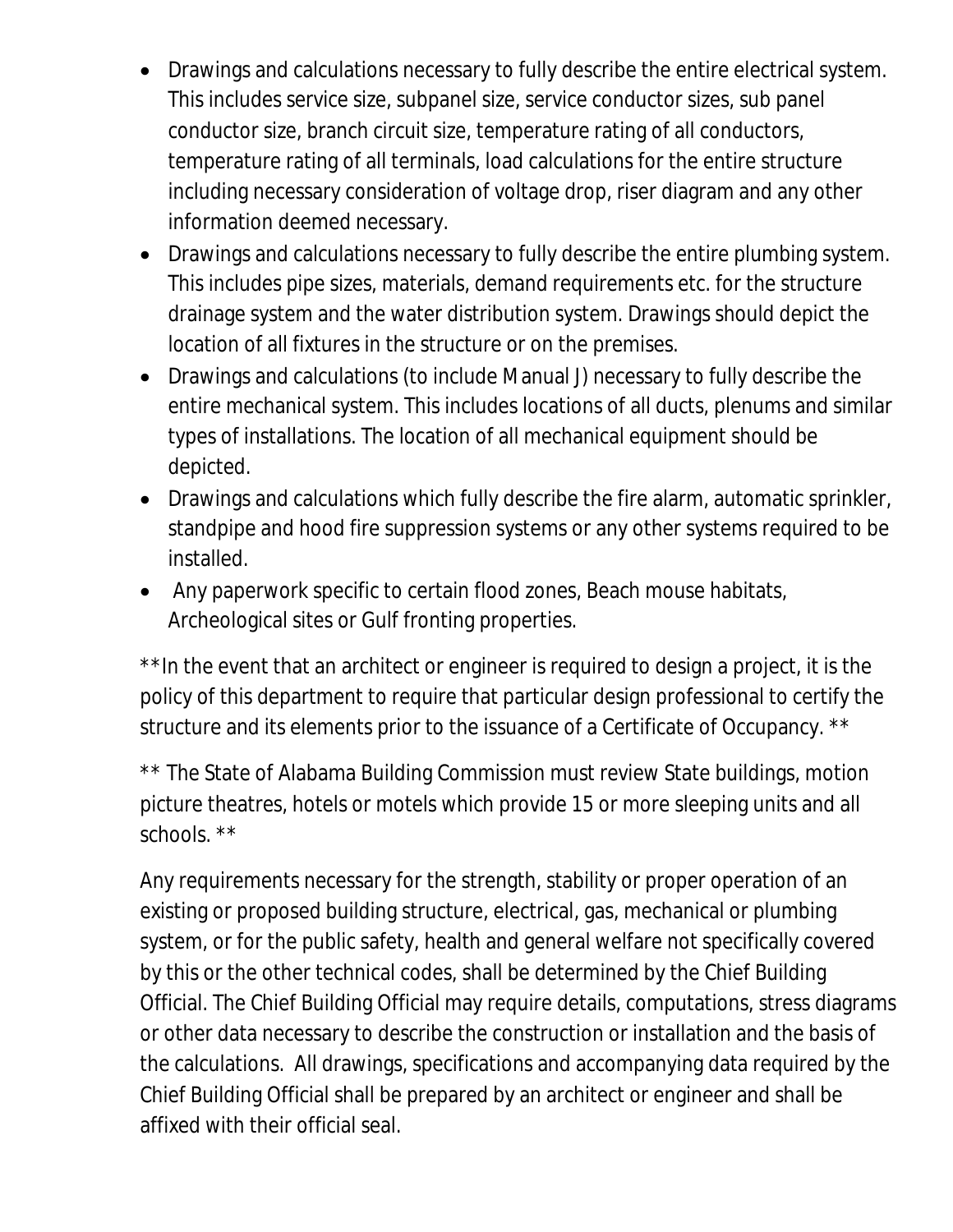- Drawings and calculations necessary to fully describe the entire electrical system. This includes service size, subpanel size, service conductor sizes, sub panel conductor size, branch circuit size, temperature rating of all conductors, temperature rating of all terminals, load calculations for the entire structure including necessary consideration of voltage drop, riser diagram and any other information deemed necessary.
- Drawings and calculations necessary to fully describe the entire plumbing system. This includes pipe sizes, materials, demand requirements etc. for the structure drainage system and the water distribution system. Drawings should depict the location of all fixtures in the structure or on the premises.
- Drawings and calculations (to include Manual J) necessary to fully describe the entire mechanical system. This includes locations of all ducts, plenums and similar types of installations. The location of all mechanical equipment should be depicted.
- Drawings and calculations which fully describe the fire alarm, automatic sprinkler, standpipe and hood fire suppression systems or any other systems required to be installed.
- Any paperwork specific to certain flood zones, Beach mouse habitats, Archeological sites or Gulf fronting properties.

**In the event that an architect or engineer is required to design a project, it is the policy of this department to require that particular design professional to certify the structure and its elements prior to the issuance of a Certificate of Occupancy. **

** The State of Alabama Building Commission must review State buildings, motion picture theatres, hotels or motels which provide 15 or more sleeping units and all schools. **

Any requirements necessary for the strength, stability or proper operation of an existing or proposed building structure, electrical, gas, mechanical or plumbing system, or for the public safety, health and general welfare not specifically covered by this or the other technical codes, shall be determined by the Chief Building Official. The Chief Building Official may require details, computations, stress diagrams or other data necessary to describe the construction or installation and the basis of the calculations. All drawings, specifications and accompanying data required by the Chief Building Official shall be prepared by an architect or engineer and shall be affixed with their official seal.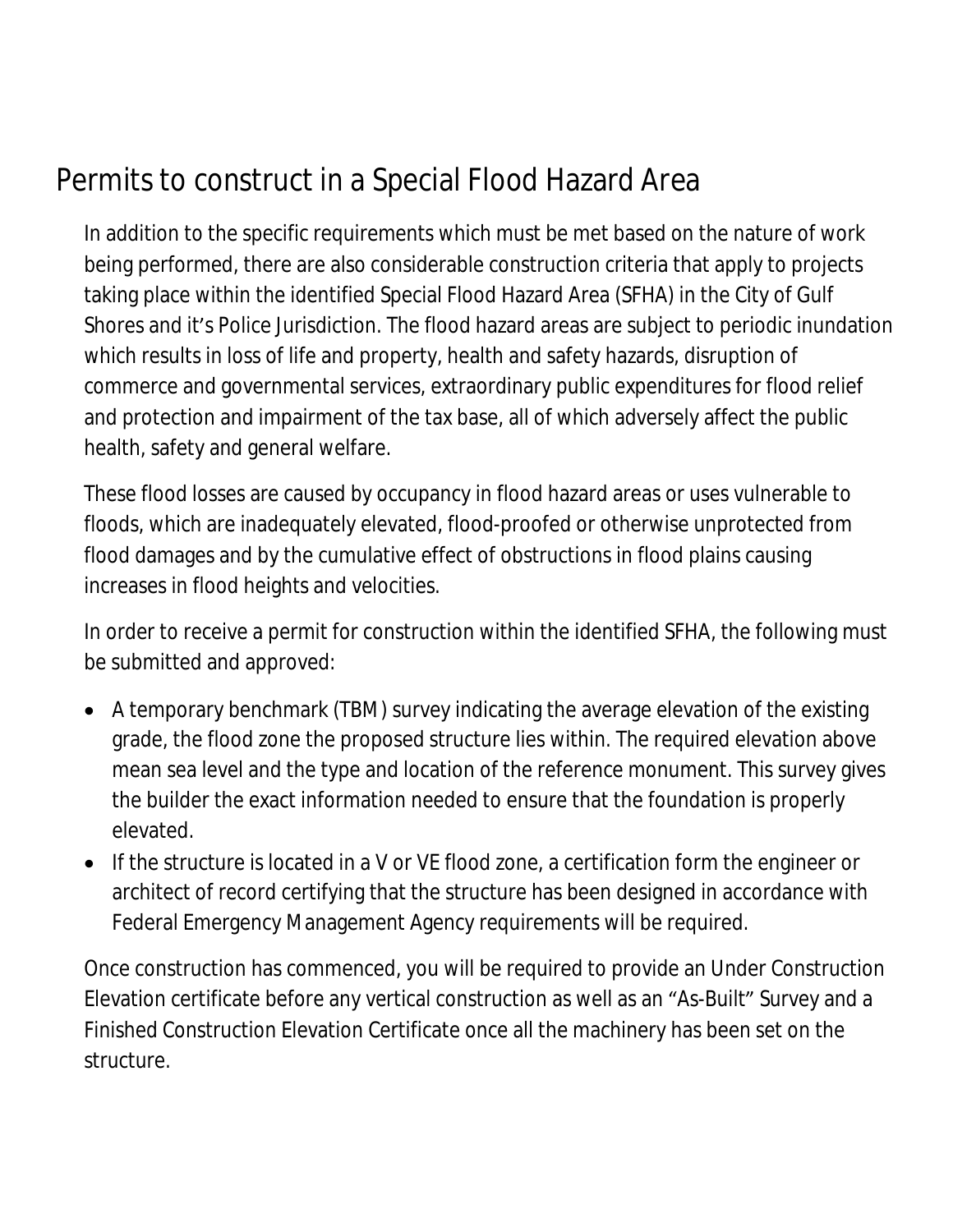# Permits to construct in a Special Flood Hazard Area

In addition to the specific requirements which must be met based on the nature of work being performed, there are also considerable construction criteria that apply to projects taking place within the identified Special Flood Hazard Area (SFHA) in the City of Gulf Shores and it's Police Jurisdiction. The flood hazard areas are subject to periodic inundation which results in loss of life and property, health and safety hazards, disruption of commerce and governmental services, extraordinary public expenditures for flood relief and protection and impairment of the tax base, all of which adversely affect the public health, safety and general welfare.

These flood losses are caused by occupancy in flood hazard areas or uses vulnerable to floods, which are inadequately elevated, flood-proofed or otherwise unprotected from flood damages and by the cumulative effect of obstructions in flood plains causing increases in flood heights and velocities.

In order to receive a permit for construction within the identified SFHA, the following must be submitted and approved:

- A temporary benchmark (TBM) survey indicating the average elevation of the existing grade, the flood zone the proposed structure lies within. The required elevation above mean sea level and the type and location of the reference monument. This survey gives the builder the exact information needed to ensure that the foundation is properly elevated.
- If the structure is located in a V or VE flood zone, a certification form the engineer or architect of record certifying that the structure has been designed in accordance with Federal Emergency Management Agency requirements will be required.

Once construction has commenced, you will be required to provide an Under Construction Elevation certificate before any vertical construction as well as an "As-Built" Survey and a Finished Construction Elevation Certificate once all the machinery has been set on the structure.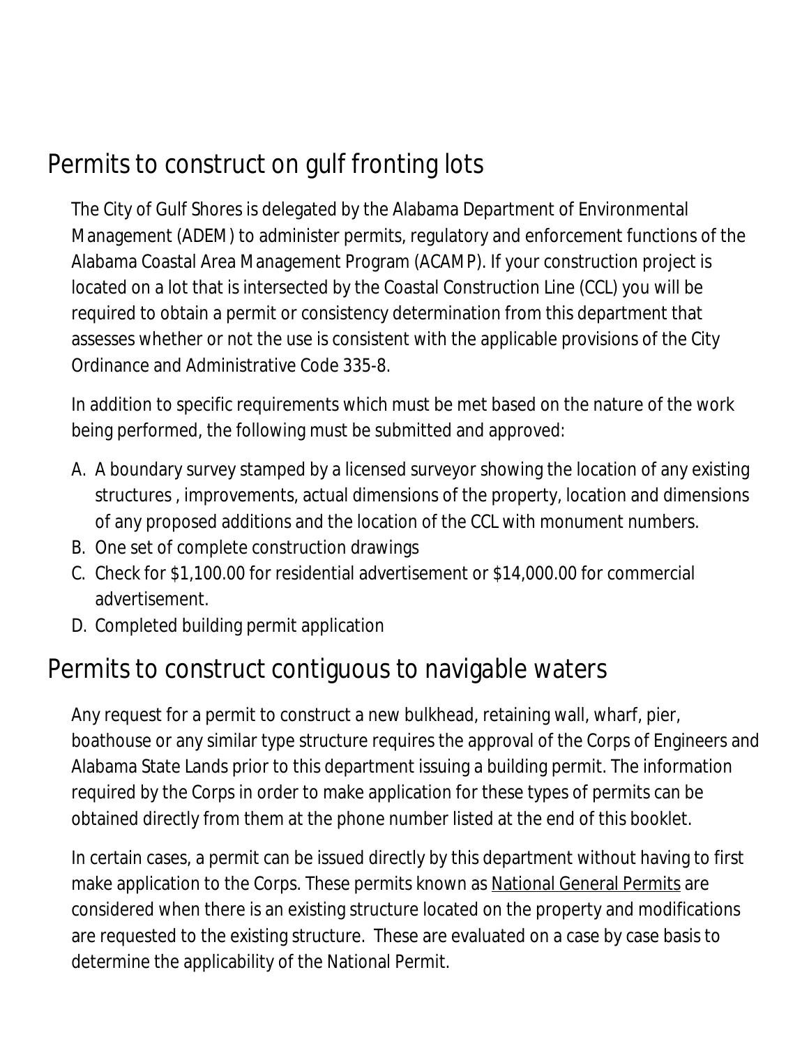## Permits to construct on gulf fronting lots

The City of Gulf Shores is delegated by the Alabama Department of Environmental Management (ADEM) to administer permits, regulatory and enforcement functions of the Alabama Coastal Area Management Program (ACAMP). If your construction project is located on a lot that is intersected by the Coastal Construction Line (CCL) you will be required to obtain a permit or consistency determination from this department that assesses whether or not the use is consistent with the applicable provisions of the City Ordinance and Administrative Code 335-8.

In addition to specific requirements which must be met based on the nature of the work being performed, the following must be submitted and approved:

A. A boundary survey stamped by a licensed surveyor showing the location of any existing structures , improvements, actual dimensions of the property, location and dimensions of any proposed additions and the location of the CCL with monument numbers.
B. One set of complete construction drawings
C. Check for $1,100.00 for residential advertisement or $14,000.00 for commercial advertisement.
D. Completed building permit application

## Permits to construct contiguous to navigable waters

Any request for a permit to construct a new bulkhead, retaining wall, wharf, pier, boathouse or any similar type structure requires the approval of the Corps of Engineers and Alabama State Lands prior to this department issuing a building permit. The information required by the Corps in order to make application for these types of permits can be obtained directly from them at the phone number listed at the end of this booklet.

In certain cases, a permit can be issued directly by this department without having to first make application to the Corps. These permits known as National General Permits are considered when there is an existing structure located on the property and modifications are requested to the existing structure. These are evaluated on a case by case basis to determine the applicability of the National Permit.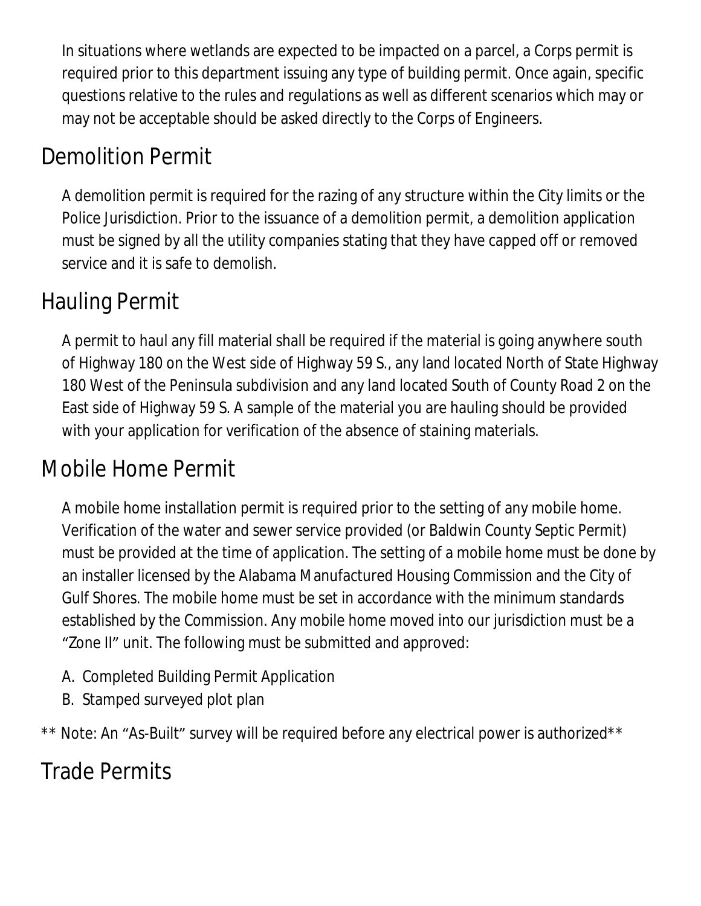In situations where wetlands are expected to be impacted on a parcel, a Corps permit is required prior to this department issuing any type of building permit. Once again, specific questions relative to the rules and regulations as well as different scenarios which may or may not be acceptable should be asked directly to the Corps of Engineers.

## Demolition Permit

A demolition permit is required for the razing of any structure within the City limits or the Police Jurisdiction. Prior to the issuance of a demolition permit, a demolition application must be signed by all the utility companies stating that they have capped off or removed service and it is safe to demolish.

## Hauling Permit

A permit to haul any fill material shall be required if the material is going anywhere south of Highway 180 on the West side of Highway 59 S., any land located North of State Highway 180 West of the Peninsula subdivision and any land located South of County Road 2 on the East side of Highway 59 S. A sample of the material you are hauling should be provided with your application for verification of the absence of staining materials.

## Mobile Home Permit

A mobile home installation permit is required prior to the setting of any mobile home. Verification of the water and sewer service provided (or Baldwin County Septic Permit) must be provided at the time of application. The setting of a mobile home must be done by an installer licensed by the Alabama Manufactured Housing Commission and the City of Gulf Shores. The mobile home must be set in accordance with the minimum standards established by the Commission. Any mobile home moved into our jurisdiction must be a "Zone II" unit. The following must be submitted and approved:

A. Completed Building Permit Application
B. Stamped surveyed plot plan

** Note: An "As-Built" survey will be required before any electrical power is authorized**

## Trade Permits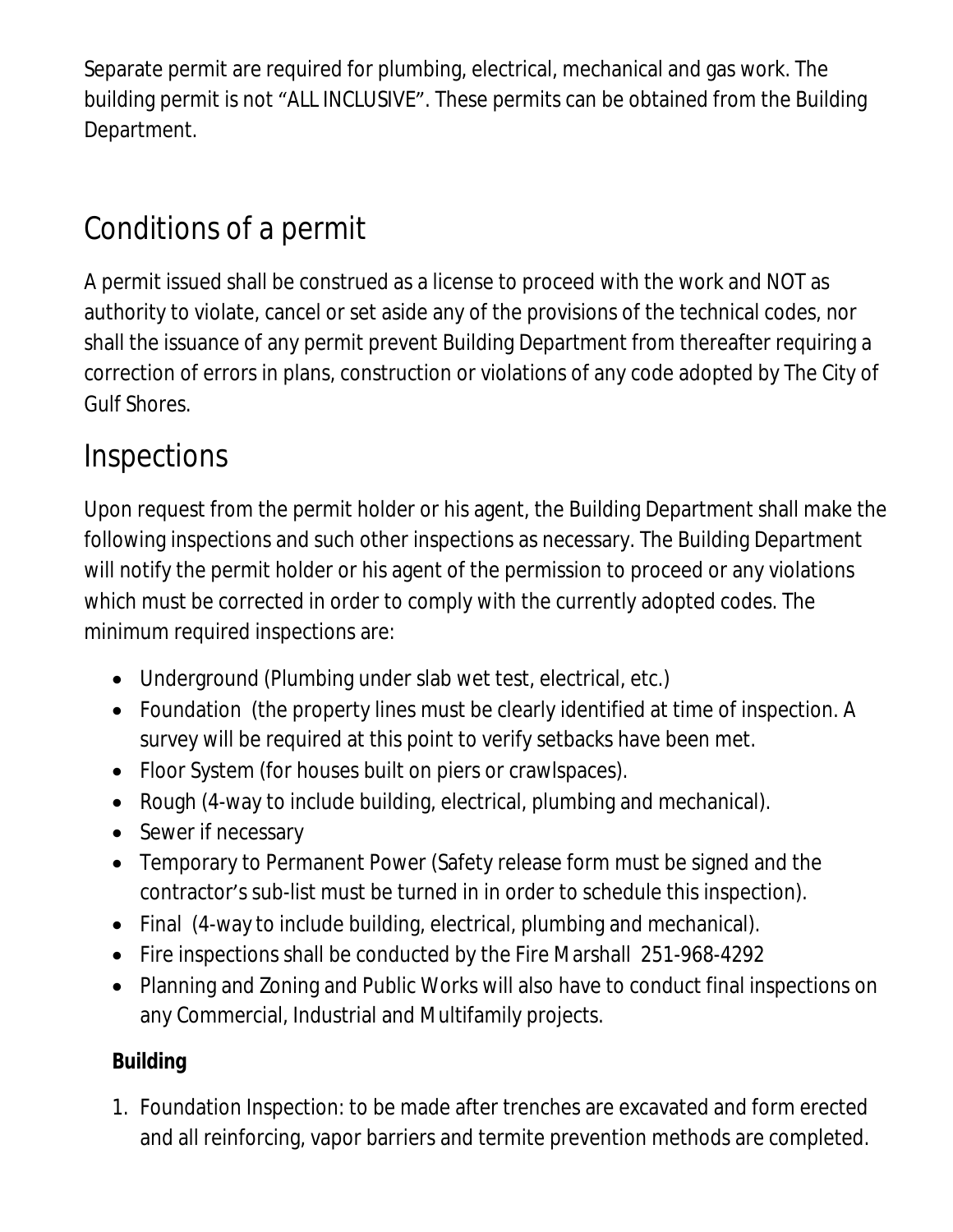Separate permit are required for plumbing, electrical, mechanical and gas work. The building permit is not "ALL INCLUSIVE". These permits can be obtained from the Building Department.

## Conditions of a permit

A permit issued shall be construed as a license to proceed with the work and NOT as authority to violate, cancel or set aside any of the provisions of the technical codes, nor shall the issuance of any permit prevent Building Department from thereafter requiring a correction of errors in plans, construction or violations of any code adopted by The City of Gulf Shores.

## Inspections

Upon request from the permit holder or his agent, the Building Department shall make the following inspections and such other inspections as necessary. The Building Department will notify the permit holder or his agent of the permission to proceed or any violations which must be corrected in order to comply with the currently adopted codes. The minimum required inspections are:

- Underground (Plumbing under slab wet test, electrical, etc.)
- Foundation (the property lines must be clearly identified at time of inspection. A survey will be required at this point to verify setbacks have been met.
- Floor System (for houses built on piers or crawlspaces).
- Rough (4-way to include building, electrical, plumbing and mechanical).
- Sewer if necessary
- Temporary to Permanent Power (Safety release form must be signed and the contractor's sub-list must be turned in in order to schedule this inspection).
- Final (4-way to include building, electrical, plumbing and mechanical).
- Fire inspections shall be conducted by the Fire Marshall 251-968-4292
- Planning and Zoning and Public Works will also have to conduct final inspections on any Commercial, Industrial and Multifamily projects.

**Building**

1. Foundation Inspection: to be made after trenches are excavated and form erected and all reinforcing, vapor barriers and termite prevention methods are completed.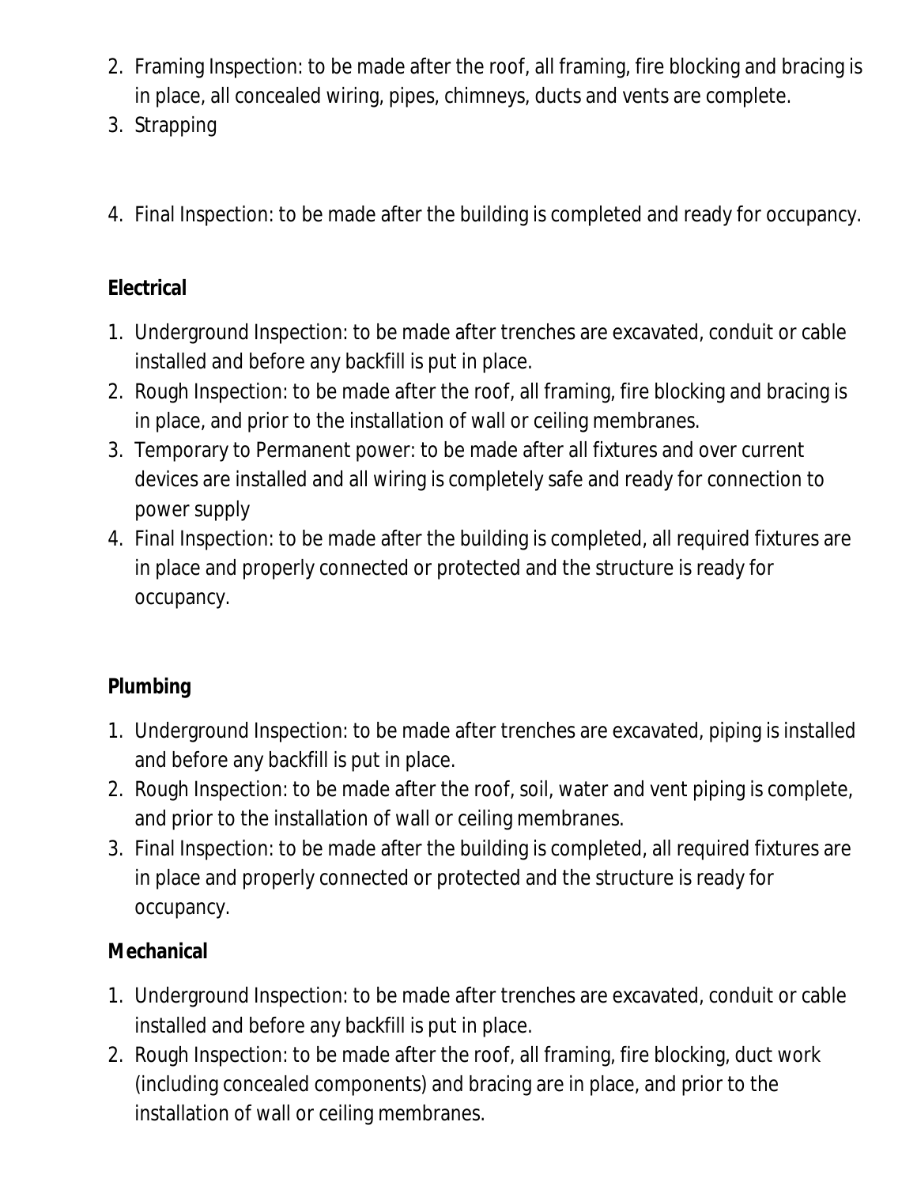2. Framing Inspection: to be made after the roof, all framing, fire blocking and bracing is in place, all concealed wiring, pipes, chimneys, ducts and vents are complete.
3. Strapping
4. Final Inspection: to be made after the building is completed and ready for occupancy.

**Electrical**

1. Underground Inspection: to be made after trenches are excavated, conduit or cable installed and before any backfill is put in place.
2. Rough Inspection: to be made after the roof, all framing, fire blocking and bracing is in place, and prior to the installation of wall or ceiling membranes.
3. Temporary to Permanent power: to be made after all fixtures and over current devices are installed and all wiring is completely safe and ready for connection to power supply
4. Final Inspection: to be made after the building is completed, all required fixtures are in place and properly connected or protected and the structure is ready for occupancy.

**Plumbing**

1. Underground Inspection: to be made after trenches are excavated, piping is installed and before any backfill is put in place.
2. Rough Inspection: to be made after the roof, soil, water and vent piping is complete, and prior to the installation of wall or ceiling membranes.
3. Final Inspection: to be made after the building is completed, all required fixtures are in place and properly connected or protected and the structure is ready for occupancy.

**Mechanical**

1. Underground Inspection: to be made after trenches are excavated, conduit or cable installed and before any backfill is put in place.
2. Rough Inspection: to be made after the roof, all framing, fire blocking, duct work (including concealed components) and bracing are in place, and prior to the installation of wall or ceiling membranes.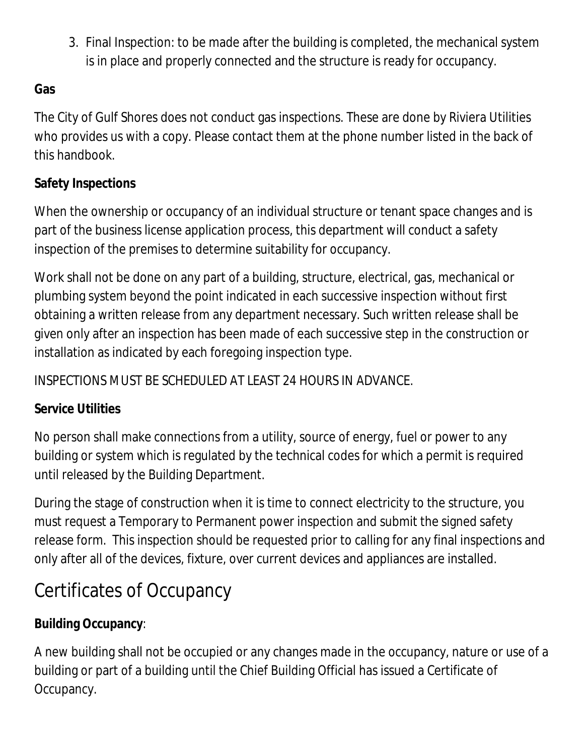3. Final Inspection: to be made after the building is completed, the mechanical system is in place and properly connected and the structure is ready for occupancy.

**Gas**

The City of Gulf Shores does not conduct gas inspections. These are done by Riviera Utilities who provides us with a copy. Please contact them at the phone number listed in the back of this handbook.

**Safety Inspections**

When the ownership or occupancy of an individual structure or tenant space changes and is part of the business license application process, this department will conduct a safety inspection of the premises to determine suitability for occupancy.

Work shall not be done on any part of a building, structure, electrical, gas, mechanical or plumbing system beyond the point indicated in each successive inspection without first obtaining a written release from any department necessary. Such written release shall be given only after an inspection has been made of each successive step in the construction or installation as indicated by each foregoing inspection type.

INSPECTIONS MUST BE SCHEDULED AT LEAST 24 HOURS IN ADVANCE.

**Service Utilities**

No person shall make connections from a utility, source of energy, fuel or power to any building or system which is regulated by the technical codes for which a permit is required until released by the Building Department.

During the stage of construction when it is time to connect electricity to the structure, you must request a Temporary to Permanent power inspection and submit the signed safety release form. This inspection should be requested prior to calling for any final inspections and only after all of the devices, fixture, over current devices and appliances are installed.

# Certificates of Occupancy

**Building Occupancy**:

A new building shall not be occupied or any changes made in the occupancy, nature or use of a building or part of a building until the Chief Building Official has issued a Certificate of Occupancy.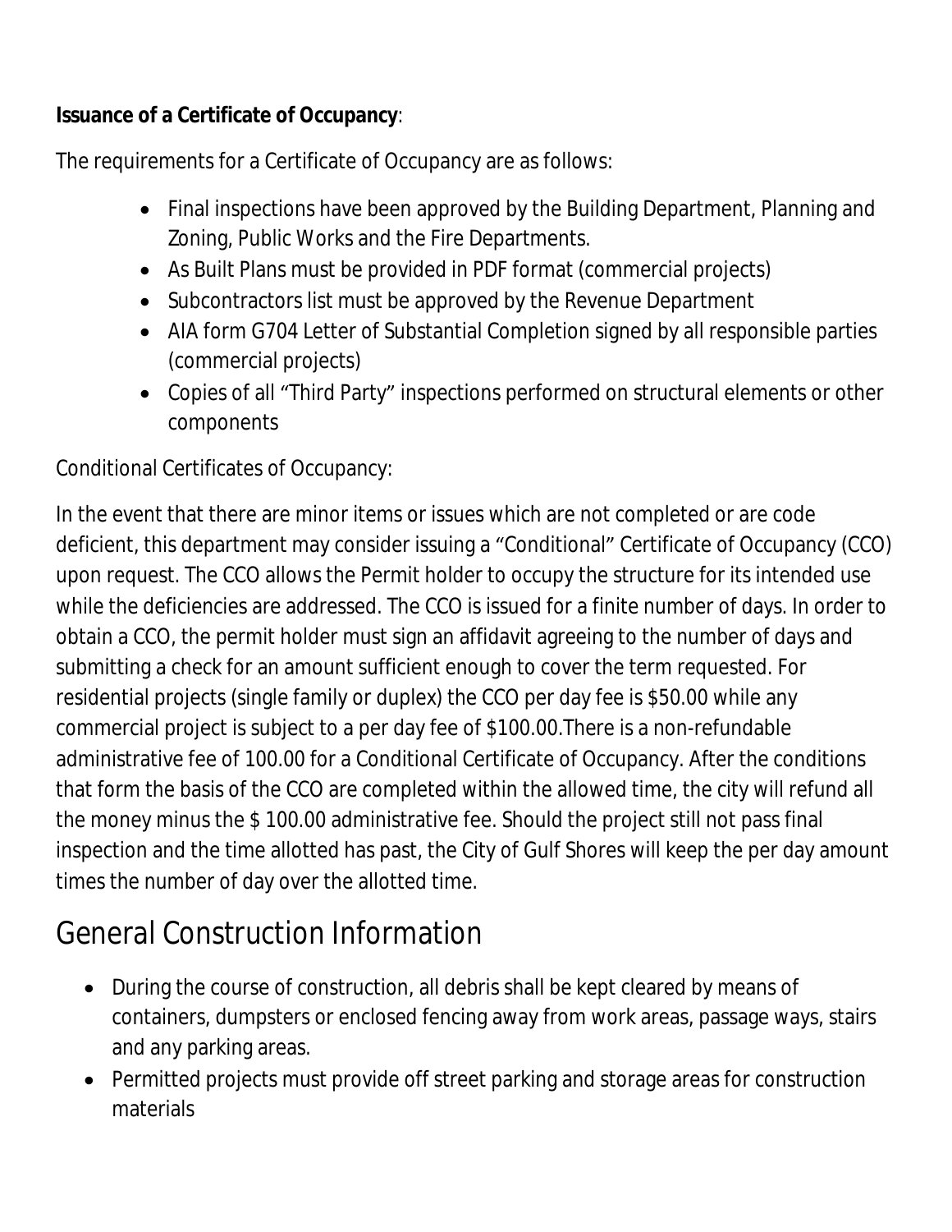**Issuance of a Certificate of Occupancy**:

The requirements for a Certificate of Occupancy are as follows:

- Final inspections have been approved by the Building Department, Planning and Zoning, Public Works and the Fire Departments.
- As Built Plans must be provided in PDF format (commercial projects)
- Subcontractors list must be approved by the Revenue Department
- AIA form G704 Letter of Substantial Completion signed by all responsible parties (commercial projects)
- Copies of all "Third Party" inspections performed on structural elements or other components

Conditional Certificates of Occupancy:

In the event that there are minor items or issues which are not completed or are code deficient, this department may consider issuing a "Conditional" Certificate of Occupancy (CCO) upon request. The CCO allows the Permit holder to occupy the structure for its intended use while the deficiencies are addressed. The CCO is issued for a finite number of days. In order to obtain a CCO, the permit holder must sign an affidavit agreeing to the number of days and submitting a check for an amount sufficient enough to cover the term requested. For residential projects (single family or duplex) the CCO per day fee is $50.00 while any commercial project is subject to a per day fee of $100.00.There is a non-refundable administrative fee of 100.00 for a Conditional Certificate of Occupancy. After the conditions that form the basis of the CCO are completed within the allowed time, the city will refund all the money minus the $ 100.00 administrative fee. Should the project still not pass final inspection and the time allotted has past, the City of Gulf Shores will keep the per day amount times the number of day over the allotted time.

# General Construction Information

- During the course of construction, all debris shall be kept cleared by means of containers, dumpsters or enclosed fencing away from work areas, passage ways, stairs and any parking areas.
- Permitted projects must provide off street parking and storage areas for construction materials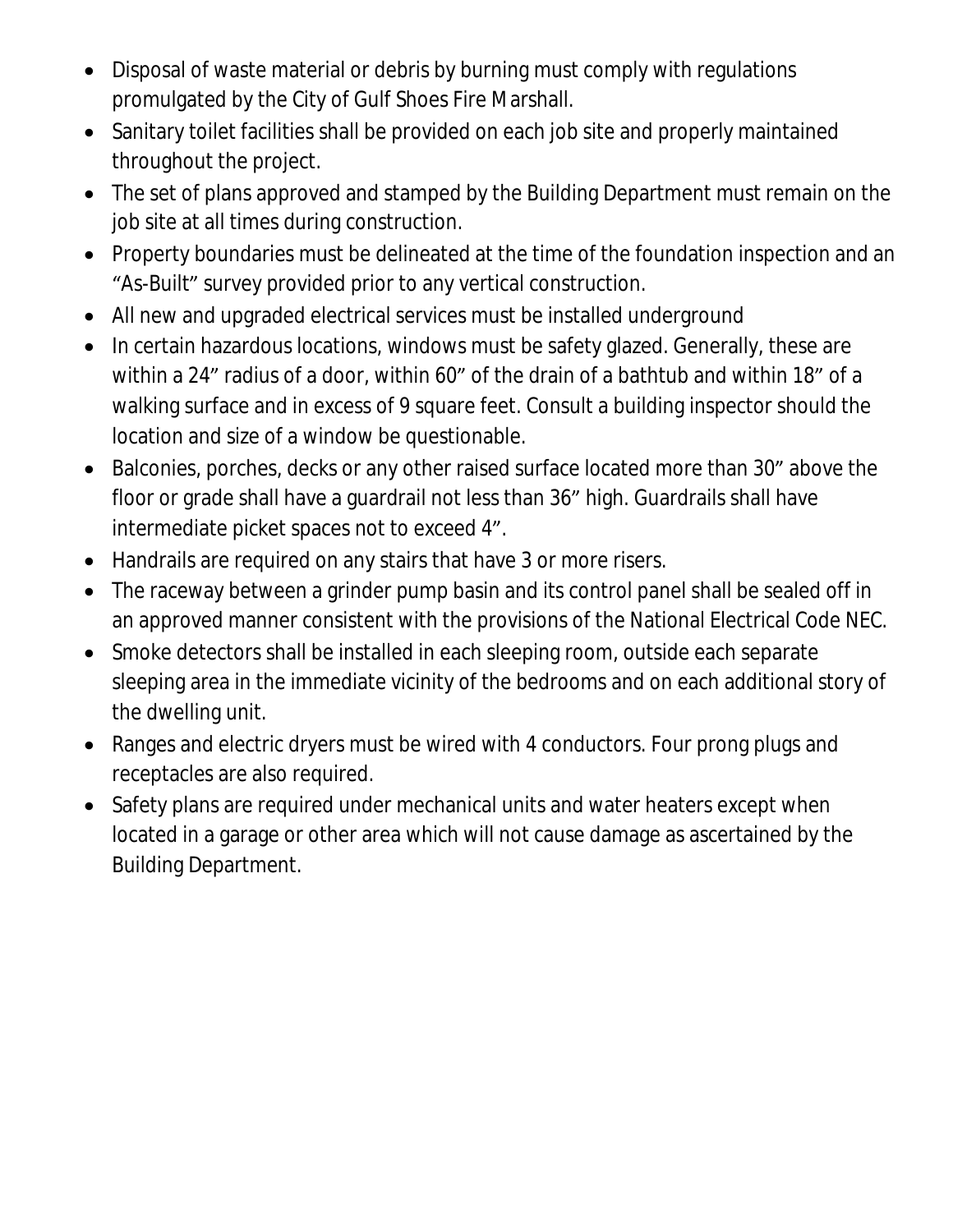- Disposal of waste material or debris by burning must comply with regulations promulgated by the City of Gulf Shoes Fire Marshall.
- Sanitary toilet facilities shall be provided on each job site and properly maintained throughout the project.
- The set of plans approved and stamped by the Building Department must remain on the job site at all times during construction.
- Property boundaries must be delineated at the time of the foundation inspection and an "As-Built" survey provided prior to any vertical construction.
- All new and upgraded electrical services must be installed underground
- In certain hazardous locations, windows must be safety glazed. Generally, these are within a 24" radius of a door, within 60" of the drain of a bathtub and within 18" of a walking surface and in excess of 9 square feet. Consult a building inspector should the location and size of a window be questionable.
- Balconies, porches, decks or any other raised surface located more than 30" above the floor or grade shall have a guardrail not less than 36" high. Guardrails shall have intermediate picket spaces not to exceed 4".
- Handrails are required on any stairs that have 3 or more risers.
- The raceway between a grinder pump basin and its control panel shall be sealed off in an approved manner consistent with the provisions of the National Electrical Code NEC.
- Smoke detectors shall be installed in each sleeping room, outside each separate sleeping area in the immediate vicinity of the bedrooms and on each additional story of the dwelling unit.
- Ranges and electric dryers must be wired with 4 conductors. Four prong plugs and receptacles are also required.
- Safety plans are required under mechanical units and water heaters except when located in a garage or other area which will not cause damage as ascertained by the Building Department.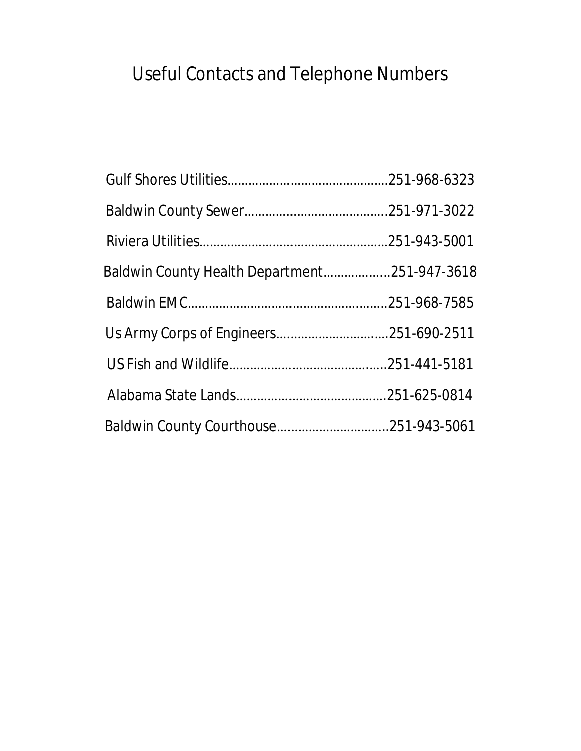# Useful Contacts and Telephone Numbers

Gulf Shores Utilities..............................................251-968-6323

Baldwin County Sewer.........................................251-971-3022

Riviera Utilities......................................................251-943-5001

Baldwin County Health Department...................251-947-3618

Baldwin EMC..........................................................251-968-7585

Us Army Corps of Engineers.................................251-690-2511

US Fish and Wildlife..............................................251-441-5181

Alabama State Lands............................................251-625-0814

Baldwin County Courthouse.................................251-943-5061